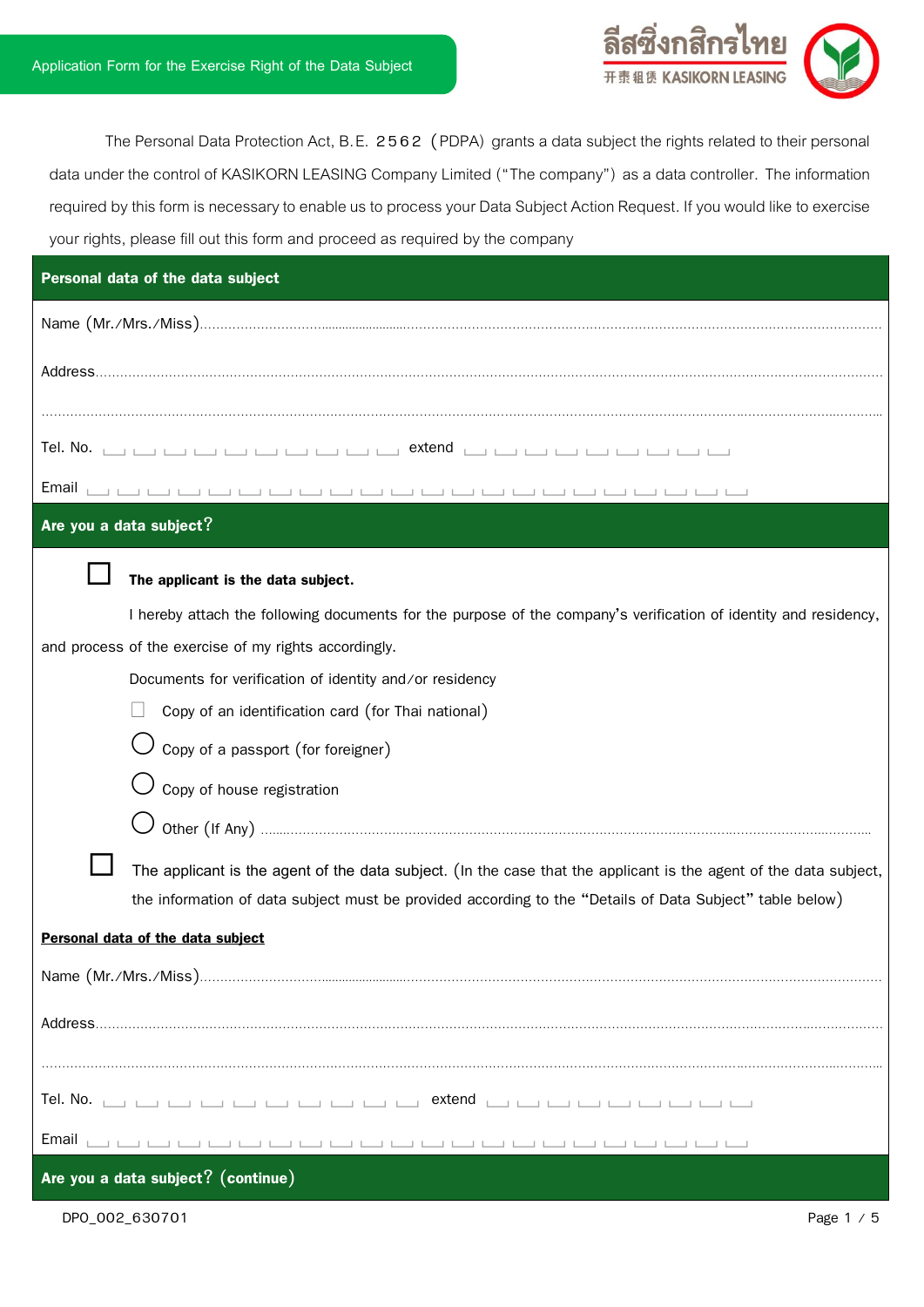Application Form for the Exercise Right of the Data Subject

ลีสซิ่งกสิกรไทย
开泰租赁 KASIKORN LEASING

The Personal Data Protection Act, B.E. 2562 (PDPA) grants a data subject the rights related to their personal data under the control of KASIKORN LEASING Company Limited ("The company") as a data controller. The information required by this form is necessary to enable us to process your Data Subject Action Request. If you would like to exercise your rights, please fill out this form and proceed as required by the company

**Personal data of the data subject**

Name (Mr./Mrs./Miss).....................................................................................................................................

Address.....................................................................................................................................................

.................................................................................................................................................................

Tel. No. ☐☐☐☐☐☐☐☐☐☐ extend ☐☐☐☐☐☐☐☐☐

Email ☐☐☐☐☐☐☐☐☐☐☐☐☐☐☐☐☐☐☐☐☐☐

**Are you a data subject?**

☐ **The applicant is the data subject.**

I hereby attach the following documents for the purpose of the company's verification of identity and residency, and process of the exercise of my rights accordingly.

Documents for verification of identity and/or residency

☐ Copy of an identification card (for Thai national)

◯ Copy of a passport (for foreigner)

◯ Copy of house registration

◯ Other (If Any) .............................................................................................................................

☐ The applicant is the agent of the data subject. (In the case that the applicant is the agent of the data subject, the information of data subject must be provided according to the "Details of Data Subject" table below)

**Personal data of the data subject**

Name (Mr./Mrs./Miss).....................................................................................................................................

Address.....................................................................................................................................................

.................................................................................................................................................................

Tel. No. ☐☐☐☐☐☐☐☐☐☐ extend ☐☐☐☐☐☐☐☐☐

Email ☐☐☐☐☐☐☐☐☐☐☐☐☐☐☐☐☐☐☐☐☐☐

**Are you a data subject? (continue)**

DPO_002_630701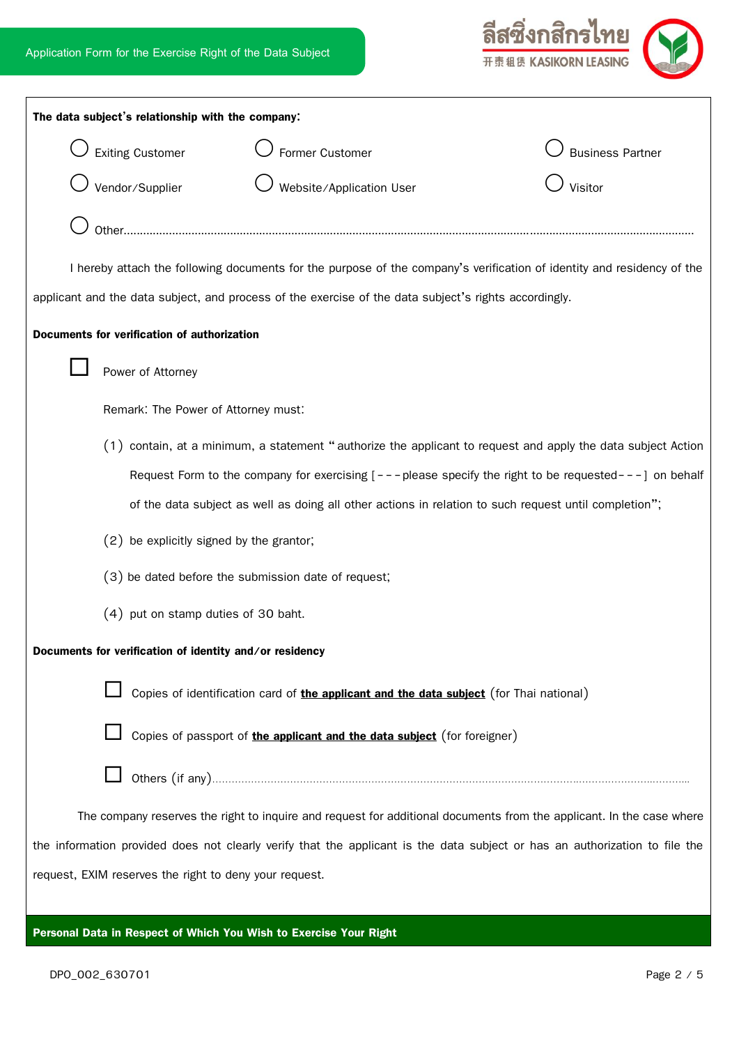**The data subject's relationship with the company:**

- ○ Exiting Customer
- ○ Former Customer
- ○ Business Partner
- ○ Vendor/Supplier
- ○ Website/Application User
- ○ Visitor
- ○ Other..........................................................................................................................................................................................

I hereby attach the following documents for the purpose of the company's verification of identity and residency of the applicant and the data subject, and process of the exercise of the data subject's rights accordingly.

**Documents for verification of authorization**

☐ Power of Attorney

Remark: The Power of Attorney must:

(1) contain, at a minimum, a statement "authorize the applicant to request and apply the data subject Action Request Form to the company for exercising [---please specify the right to be requested---] on behalf of the data subject as well as doing all other actions in relation to such request until completion";

(2) be explicitly signed by the grantor;

(3) be dated before the submission date of request;

(4) put on stamp duties of 30 baht.

**Documents for verification of identity and/or residency**

☐ Copies of identification card of **the applicant and the data subject** (for Thai national)

☐ Copies of passport of **the applicant and the data subject** (for foreigner)

☐ Others (if any)..................................................................................................................................................

The company reserves the right to inquire and request for additional documents from the applicant. In the case where the information provided does not clearly verify that the applicant is the data subject or has an authorization to file the request, EXIM reserves the right to deny your request.

**Personal Data in Respect of Which You Wish to Exercise Your Right**

DPO_002_630701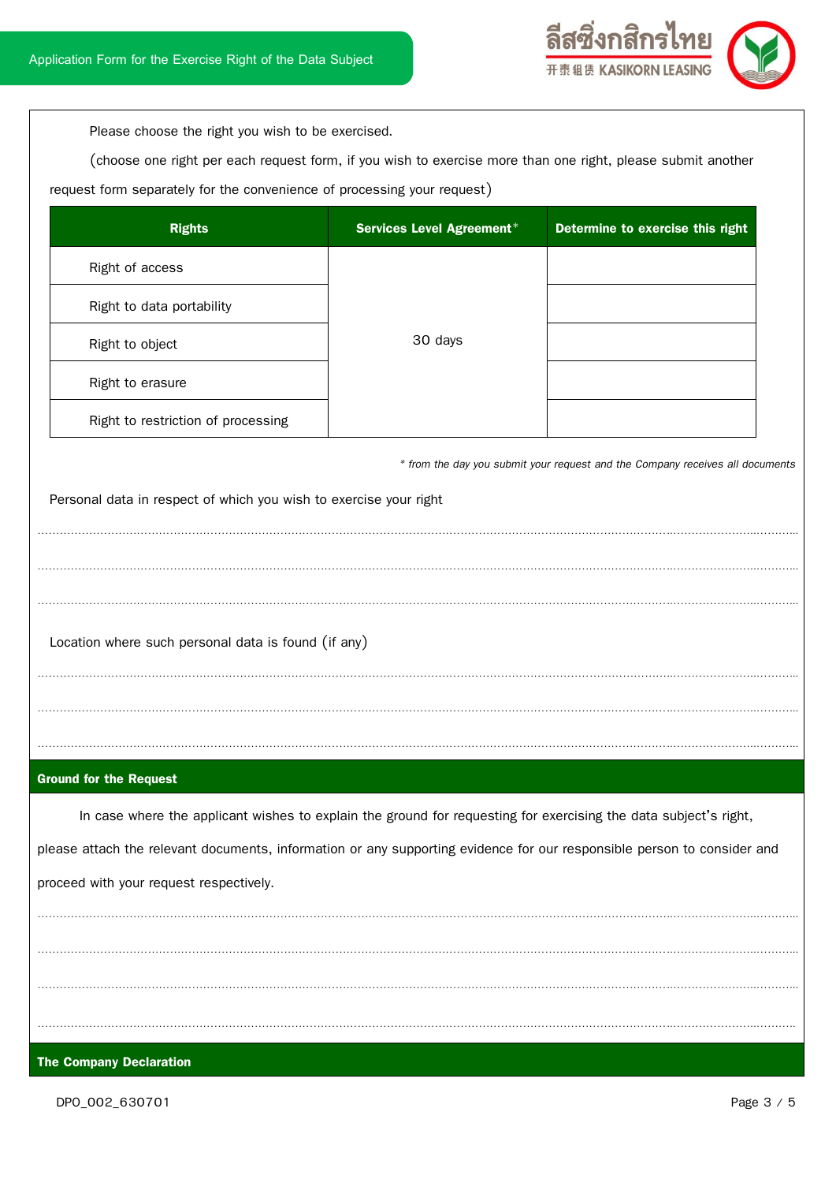Please choose the right you wish to be exercised.

(choose one right per each request form, if you wish to exercise more than one right, please submit another request form separately for the convenience of processing your request)

| Rights | Services Level Agreement* | Determine to exercise this right |
|---|---|---|
| Right of access | 30 days | |
| Right to data portability | | |
| Right to object | | |
| Right to erasure | | |
| Right to restriction of processing | | |

*\* from the day you submit your request and the Company receives all documents*

Personal data in respect of which you wish to exercise your right

.......................................................................................................................................................

.......................................................................................................................................................

.......................................................................................................................................................

Location where such personal data is found (if any)

.......................................................................................................................................................

.......................................................................................................................................................

.......................................................................................................................................................

## Ground for the Request

In case where the applicant wishes to explain the ground for requesting for exercising the data subject's right, please attach the relevant documents, information or any supporting evidence for our responsible person to consider and proceed with your request respectively.

.......................................................................................................................................................

.......................................................................................................................................................

.......................................................................................................................................................

.......................................................................................................................................................

## The Company Declaration

DPO_002_630701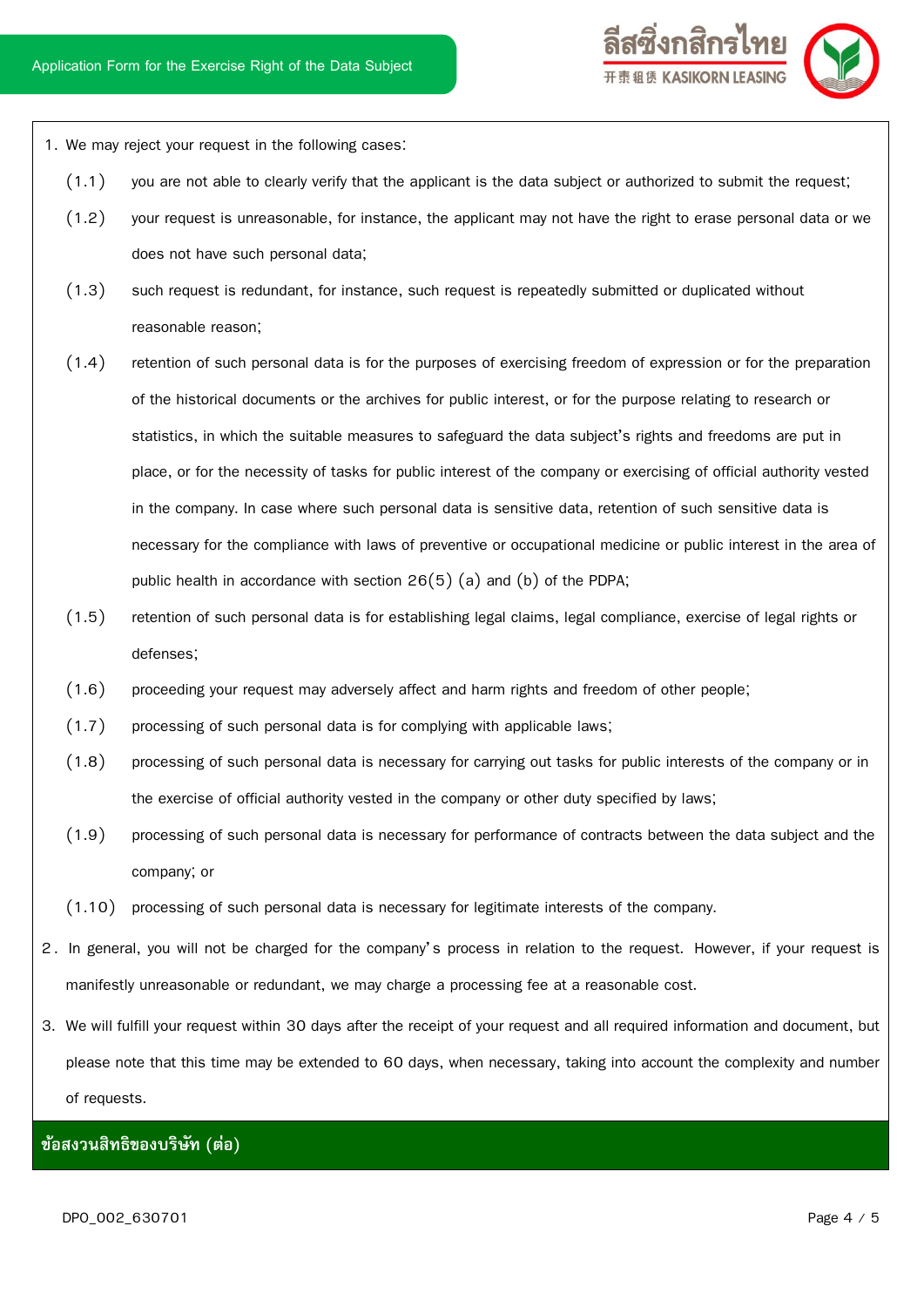1. We may reject your request in the following cases:

   (1.1) you are not able to clearly verify that the applicant is the data subject or authorized to submit the request;

   (1.2) your request is unreasonable, for instance, the applicant may not have the right to erase personal data or we does not have such personal data;

   (1.3) such request is redundant, for instance, such request is repeatedly submitted or duplicated without reasonable reason;

   (1.4) retention of such personal data is for the purposes of exercising freedom of expression or for the preparation of the historical documents or the archives for public interest, or for the purpose relating to research or statistics, in which the suitable measures to safeguard the data subject's rights and freedoms are put in place, or for the necessity of tasks for public interest of the company or exercising of official authority vested in the company. In case where such personal data is sensitive data, retention of such sensitive data is necessary for the compliance with laws of preventive or occupational medicine or public interest in the area of public health in accordance with section 26(5) (a) and (b) of the PDPA;

   (1.5) retention of such personal data is for establishing legal claims, legal compliance, exercise of legal rights or defenses;

   (1.6) proceeding your request may adversely affect and harm rights and freedom of other people;

   (1.7) processing of such personal data is for complying with applicable laws;

   (1.8) processing of such personal data is necessary for carrying out tasks for public interests of the company or in the exercise of official authority vested in the company or other duty specified by laws;

   (1.9) processing of such personal data is necessary for performance of contracts between the data subject and the company; or

   (1.10) processing of such personal data is necessary for legitimate interests of the company.

2. In general, you will not be charged for the company's process in relation to the request. However, if your request is manifestly unreasonable or redundant, we may charge a processing fee at a reasonable cost.

3. We will fulfill your request within 30 days after the receipt of your request and all required information and document, but please note that this time may be extended to 60 days, when necessary, taking into account the complexity and number of requests.

**ข้อสงวนสิทธิของบริษัท (ต่อ)**

DPO_002_630701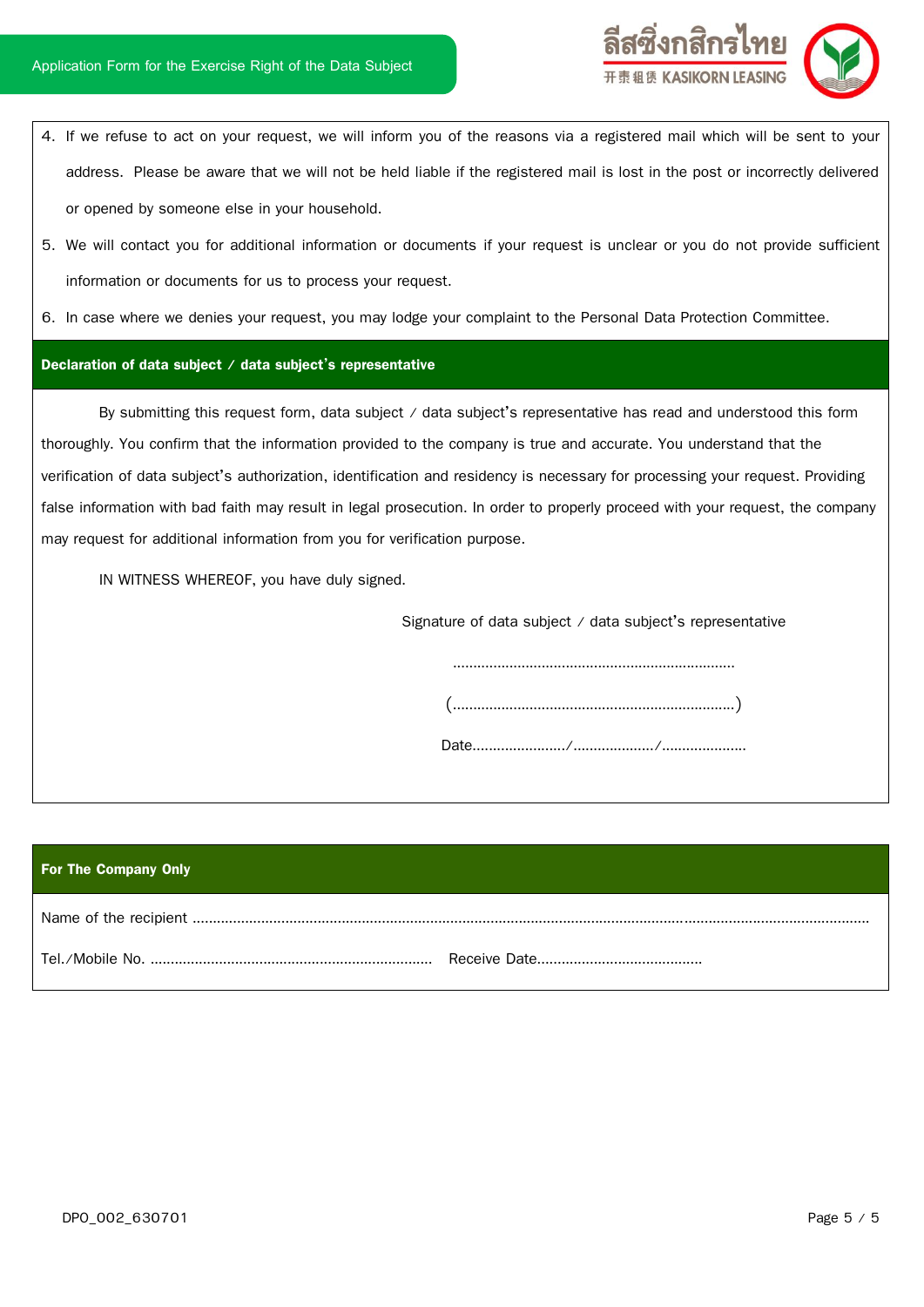4. If we refuse to act on your request, we will inform you of the reasons via a registered mail which will be sent to your address. Please be aware that we will not be held liable if the registered mail is lost in the post or incorrectly delivered or opened by someone else in your household.
5. We will contact you for additional information or documents if your request is unclear or you do not provide sufficient information or documents for us to process your request.
6. In case where we denies your request, you may lodge your complaint to the Personal Data Protection Committee.

**Declaration of data subject / data subject's representative**

By submitting this request form, data subject / data subject's representative has read and understood this form thoroughly. You confirm that the information provided to the company is true and accurate. You understand that the verification of data subject's authorization, identification and residency is necessary for processing your request. Providing false information with bad faith may result in legal prosecution. In order to properly proceed with your request, the company may request for additional information from you for verification purpose.

IN WITNESS WHEREOF, you have duly signed.

Signature of data subject / data subject's representative

......................................................................

(......................................................................)

Date......................./..................../....................

**For The Company Only**

Name of the recipient ..............................................................................................................................................................

Tel./Mobile No. ..................................................................... Receive Date.........................................